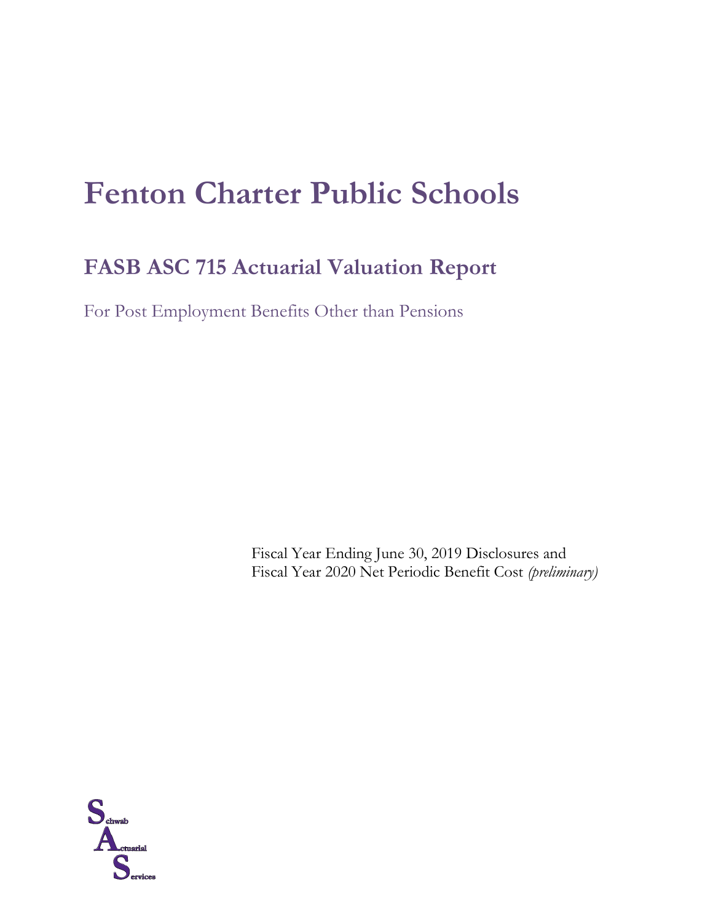# Fenton Charter Public Schools

## FASB ASC 715 Actuarial Valuation Report

For Post Employment Benefits Other than Pensions

Fiscal Year Ending June 30, 2019 Disclosures and
Fiscal Year 2020 Net Periodic Benefit Cost *(preliminary)*

Schwab
Actuarial
Services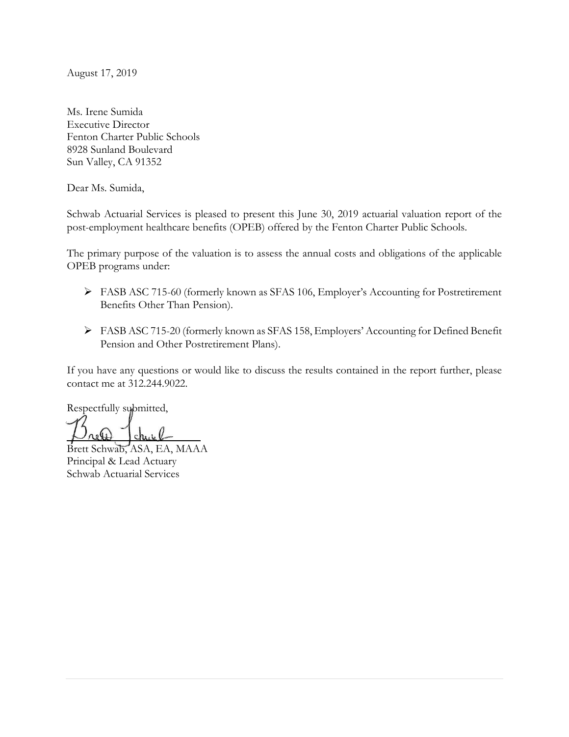August 17, 2019

Ms. Irene Sumida
Executive Director
Fenton Charter Public Schools
8928 Sunland Boulevard
Sun Valley, CA 91352

Dear Ms. Sumida,

Schwab Actuarial Services is pleased to present this June 30, 2019 actuarial valuation report of the post-employment healthcare benefits (OPEB) offered by the Fenton Charter Public Schools.

The primary purpose of the valuation is to assess the annual costs and obligations of the applicable OPEB programs under:

- FASB ASC 715-60 (formerly known as SFAS 106, Employer's Accounting for Postretirement Benefits Other Than Pension).
- FASB ASC 715-20 (formerly known as SFAS 158, Employers' Accounting for Defined Benefit Pension and Other Postretirement Plans).

If you have any questions or would like to discuss the results contained in the report further, please contact me at 312.244.9022.

Respectfully submitted,

Brett Schwab, ASA, EA, MAAA
Principal & Lead Actuary
Schwab Actuarial Services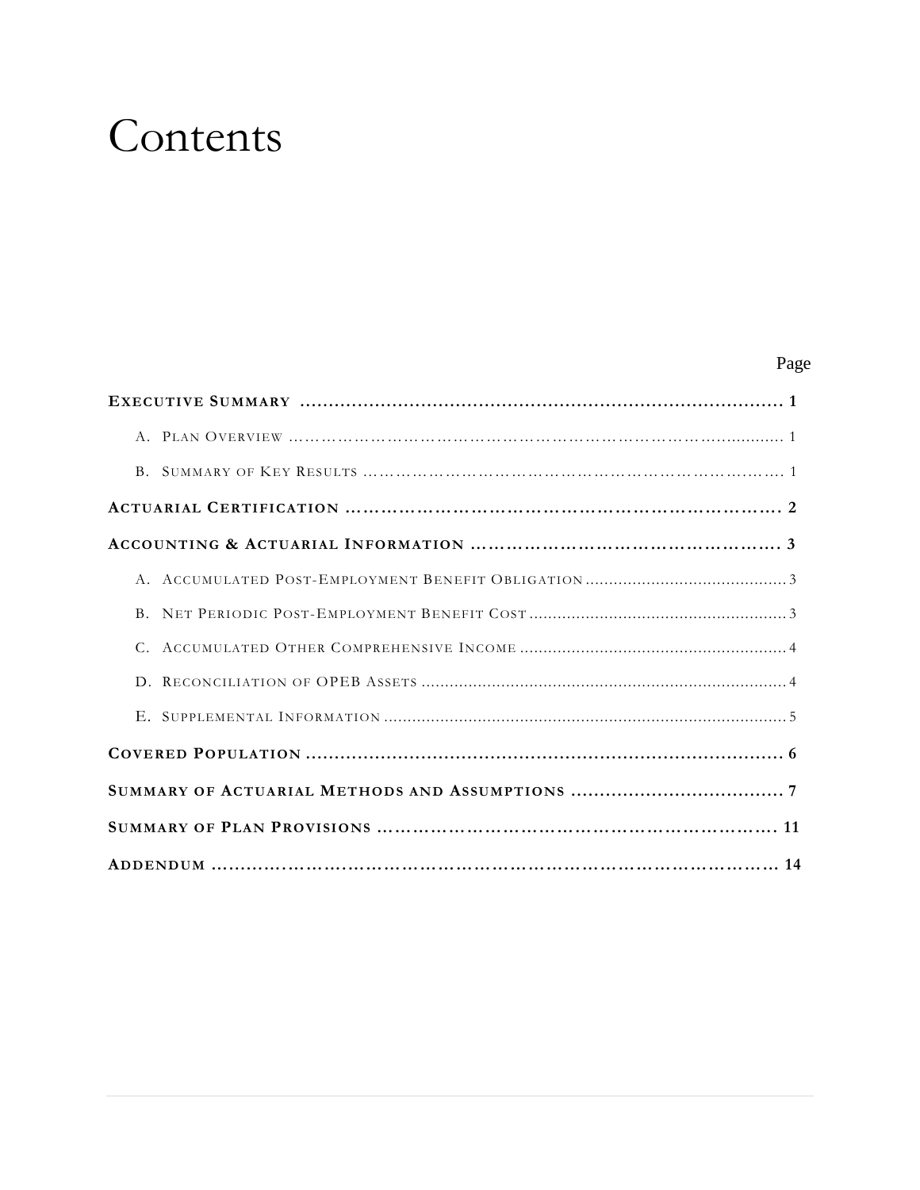# Contents

| | Page |
|---|---|
| **Executive Summary** | **1** |
| A. Plan Overview | 1 |
| B. Summary of Key Results | 1 |
| **Actuarial Certification** | **2** |
| **Accounting & Actuarial Information** | **3** |
| A. Accumulated Post-Employment Benefit Obligation | 3 |
| B. Net Periodic Post-Employment Benefit Cost | 3 |
| C. Accumulated Other Comprehensive Income | 4 |
| D. Reconciliation of OPEB Assets | 4 |
| E. Supplemental Information | 5 |
| **Covered Population** | **6** |
| **Summary of Actuarial Methods and Assumptions** | **7** |
| **Summary of Plan Provisions** | **11** |
| **Addendum** | **14** |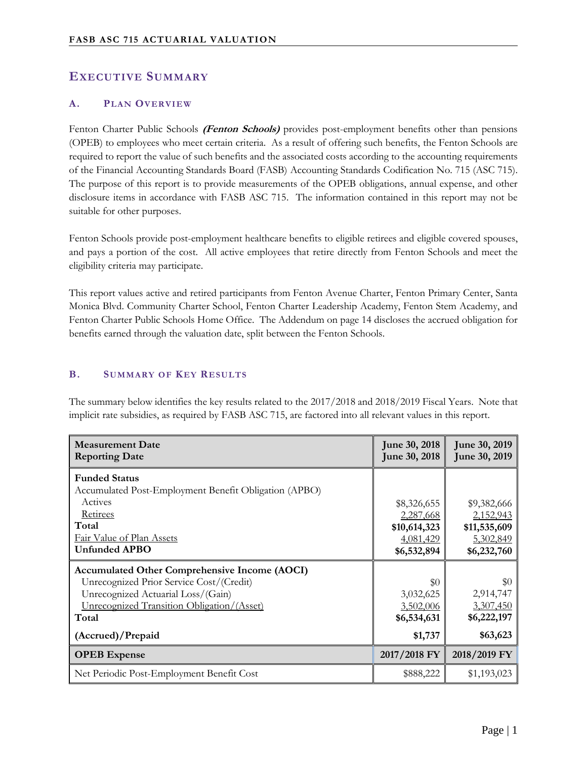# Executive Summary

## A. Plan Overview

Fenton Charter Public Schools ***(Fenton Schools)*** provides post-employment benefits other than pensions (OPEB) to employees who meet certain criteria. As a result of offering such benefits, the Fenton Schools are required to report the value of such benefits and the associated costs according to the accounting requirements of the Financial Accounting Standards Board (FASB) Accounting Standards Codification No. 715 (ASC 715). The purpose of this report is to provide measurements of the OPEB obligations, annual expense, and other disclosure items in accordance with FASB ASC 715. The information contained in this report may not be suitable for other purposes.

Fenton Schools provide post-employment healthcare benefits to eligible retirees and eligible covered spouses, and pays a portion of the cost. All active employees that retire directly from Fenton Schools and meet the eligibility criteria may participate.

This report values active and retired participants from Fenton Avenue Charter, Fenton Primary Center, Santa Monica Blvd. Community Charter School, Fenton Charter Leadership Academy, Fenton Stem Academy, and Fenton Charter Public Schools Home Office. The Addendum on page 14 discloses the accrued obligation for benefits earned through the valuation date, split between the Fenton Schools.

## B. Summary of Key Results

The summary below identifies the key results related to the 2017/2018 and 2018/2019 Fiscal Years. Note that implicit rate subsidies, as required by FASB ASC 715, are factored into all relevant values in this report.

| **Measurement Date**<br>**Reporting Date** | **June 30, 2018**<br>**June 30, 2018** | **June 30, 2019**<br>**June 30, 2019** |
|---|---|---|
| **Funded Status** | | |
| Accumulated Post-Employment Benefit Obligation (APBO) | | |
| Actives | $8,326,655 | $9,382,666 |
| Retirees | 2,287,668 | 2,152,943 |
| **Total** | **$10,614,323** | **$11,535,609** |
| Fair Value of Plan Assets | 4,081,429 | 5,302,849 |
| **Unfunded APBO** | **$6,532,894** | **$6,232,760** |
| **Accumulated Other Comprehensive Income (AOCI)** | | |
| Unrecognized Prior Service Cost/(Credit) | $0 | $0 |
| Unrecognized Actuarial Loss/(Gain) | 3,032,625 | 2,914,747 |
| Unrecognized Transition Obligation/(Asset) | 3,502,006 | 3,307,450 |
| **Total** | **$6,534,631** | **$6,222,197** |
| **(Accrued)/Prepaid** | **$1,737** | **$63,623** |
| **OPEB Expense** | **2017/2018 FY** | **2018/2019 FY** |
| Net Periodic Post-Employment Benefit Cost | $888,222 | $1,193,023 |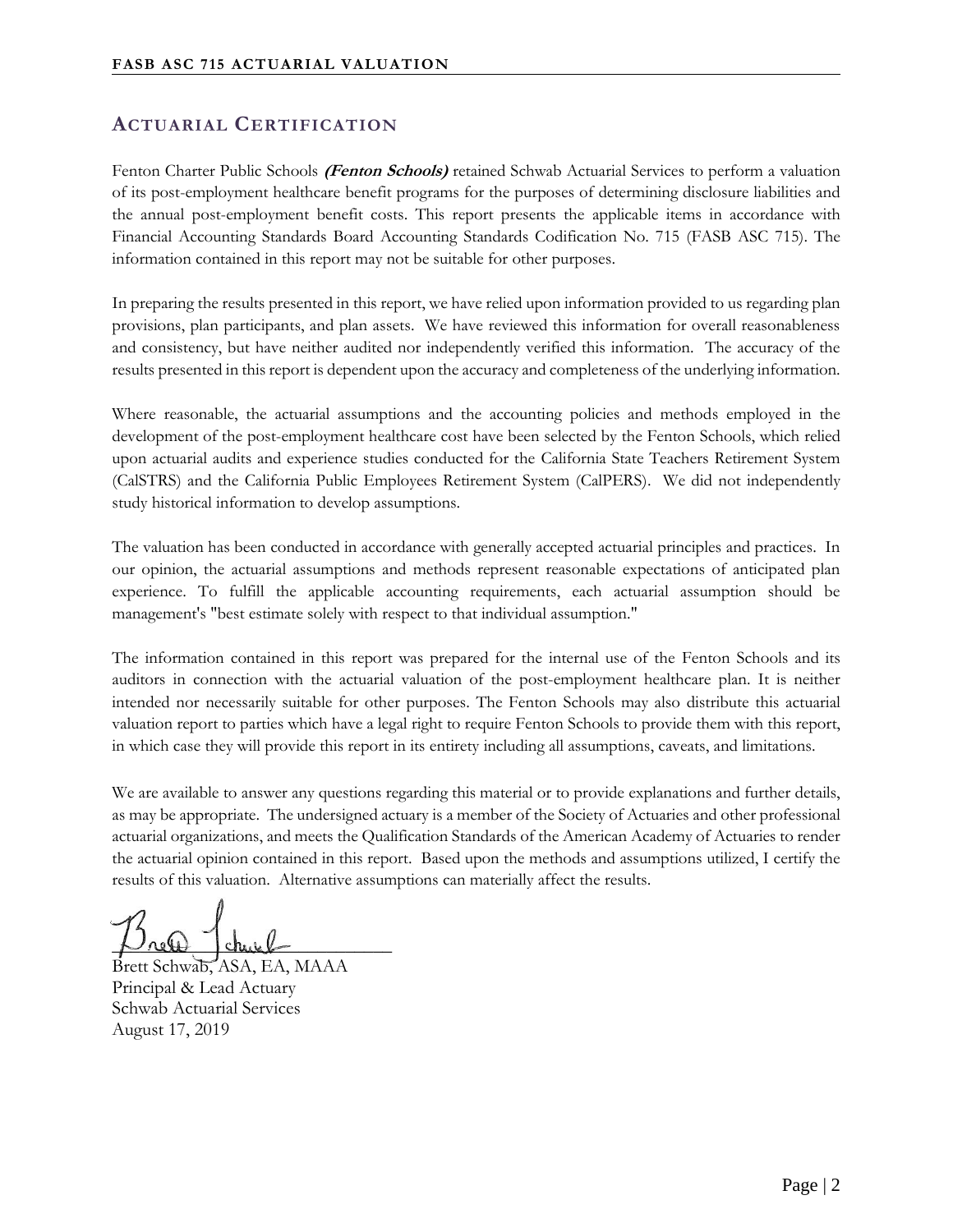## ACTUARIAL CERTIFICATION

Fenton Charter Public Schools ***(Fenton Schools)*** retained Schwab Actuarial Services to perform a valuation of its post-employment healthcare benefit programs for the purposes of determining disclosure liabilities and the annual post-employment benefit costs. This report presents the applicable items in accordance with Financial Accounting Standards Board Accounting Standards Codification No. 715 (FASB ASC 715). The information contained in this report may not be suitable for other purposes.

In preparing the results presented in this report, we have relied upon information provided to us regarding plan provisions, plan participants, and plan assets. We have reviewed this information for overall reasonableness and consistency, but have neither audited nor independently verified this information. The accuracy of the results presented in this report is dependent upon the accuracy and completeness of the underlying information.

Where reasonable, the actuarial assumptions and the accounting policies and methods employed in the development of the post-employment healthcare cost have been selected by the Fenton Schools, which relied upon actuarial audits and experience studies conducted for the California State Teachers Retirement System (CalSTRS) and the California Public Employees Retirement System (CalPERS). We did not independently study historical information to develop assumptions.

The valuation has been conducted in accordance with generally accepted actuarial principles and practices. In our opinion, the actuarial assumptions and methods represent reasonable expectations of anticipated plan experience. To fulfill the applicable accounting requirements, each actuarial assumption should be management's "best estimate solely with respect to that individual assumption."

The information contained in this report was prepared for the internal use of the Fenton Schools and its auditors in connection with the actuarial valuation of the post-employment healthcare plan. It is neither intended nor necessarily suitable for other purposes. The Fenton Schools may also distribute this actuarial valuation report to parties which have a legal right to require Fenton Schools to provide them with this report, in which case they will provide this report in its entirety including all assumptions, caveats, and limitations.

We are available to answer any questions regarding this material or to provide explanations and further details, as may be appropriate. The undersigned actuary is a member of the Society of Actuaries and other professional actuarial organizations, and meets the Qualification Standards of the American Academy of Actuaries to render the actuarial opinion contained in this report. Based upon the methods and assumptions utilized, I certify the results of this valuation. Alternative assumptions can materially affect the results.

Brett Schwab, ASA, EA, MAAA
Principal & Lead Actuary
Schwab Actuarial Services
August 17, 2019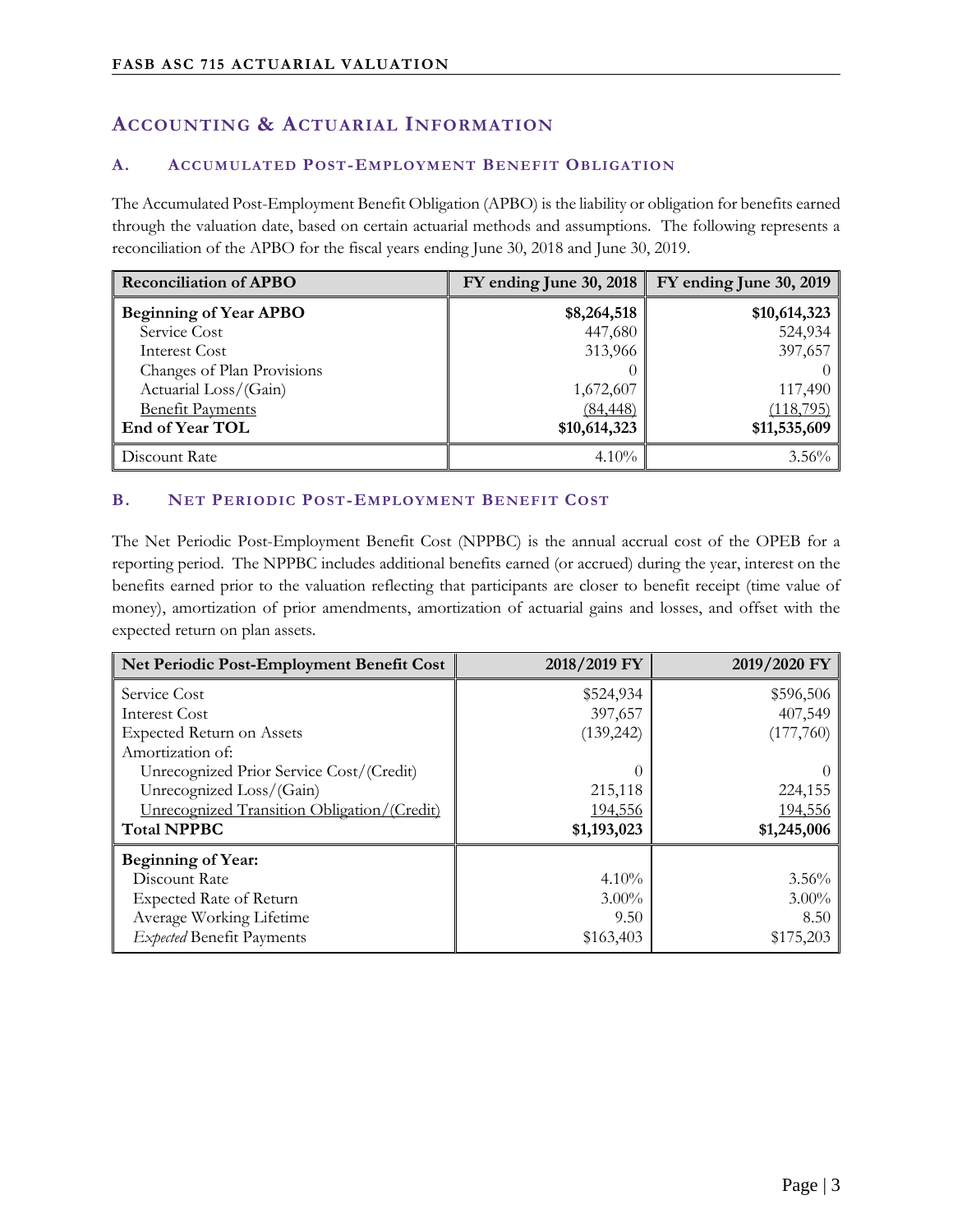## Accounting & Actuarial Information

### A. Accumulated Post-Employment Benefit Obligation

The Accumulated Post-Employment Benefit Obligation (APBO) is the liability or obligation for benefits earned through the valuation date, based on certain actuarial methods and assumptions. The following represents a reconciliation of the APBO for the fiscal years ending June 30, 2018 and June 30, 2019.

| Reconciliation of APBO | FY ending June 30, 2018 | FY ending June 30, 2019 |
|---|---|---|
| **Beginning of Year APBO** | **$8,264,518** | **$10,614,323** |
| Service Cost | 447,680 | 524,934 |
| Interest Cost | 313,966 | 397,657 |
| Changes of Plan Provisions | 0 | 0 |
| Actuarial Loss/(Gain) | 1,672,607 | 117,490 |
| Benefit Payments | (84,448) | (118,795) |
| **End of Year TOL** | **$10,614,323** | **$11,535,609** |
| Discount Rate | 4.10% | 3.56% |

### B. Net Periodic Post-Employment Benefit Cost

The Net Periodic Post-Employment Benefit Cost (NPPBC) is the annual accrual cost of the OPEB for a reporting period. The NPPBC includes additional benefits earned (or accrued) during the year, interest on the benefits earned prior to the valuation reflecting that participants are closer to benefit receipt (time value of money), amortization of prior amendments, amortization of actuarial gains and losses, and offset with the expected return on plan assets.

| Net Periodic Post-Employment Benefit Cost | 2018/2019 FY | 2019/2020 FY |
|---|---|---|
| Service Cost | $524,934 | $596,506 |
| Interest Cost | 397,657 | 407,549 |
| Expected Return on Assets | (139,242) | (177,760) |
| Amortization of: | | |
| Unrecognized Prior Service Cost/(Credit) | 0 | 0 |
| Unrecognized Loss/(Gain) | 215,118 | 224,155 |
| Unrecognized Transition Obligation/(Credit) | 194,556 | 194,556 |
| **Total NPPBC** | **$1,193,023** | **$1,245,006** |
| **Beginning of Year:** | | |
| Discount Rate | 4.10% | 3.56% |
| Expected Rate of Return | 3.00% | 3.00% |
| Average Working Lifetime | 9.50 | 8.50 |
| *Expected* Benefit Payments | $163,403 | $175,203 |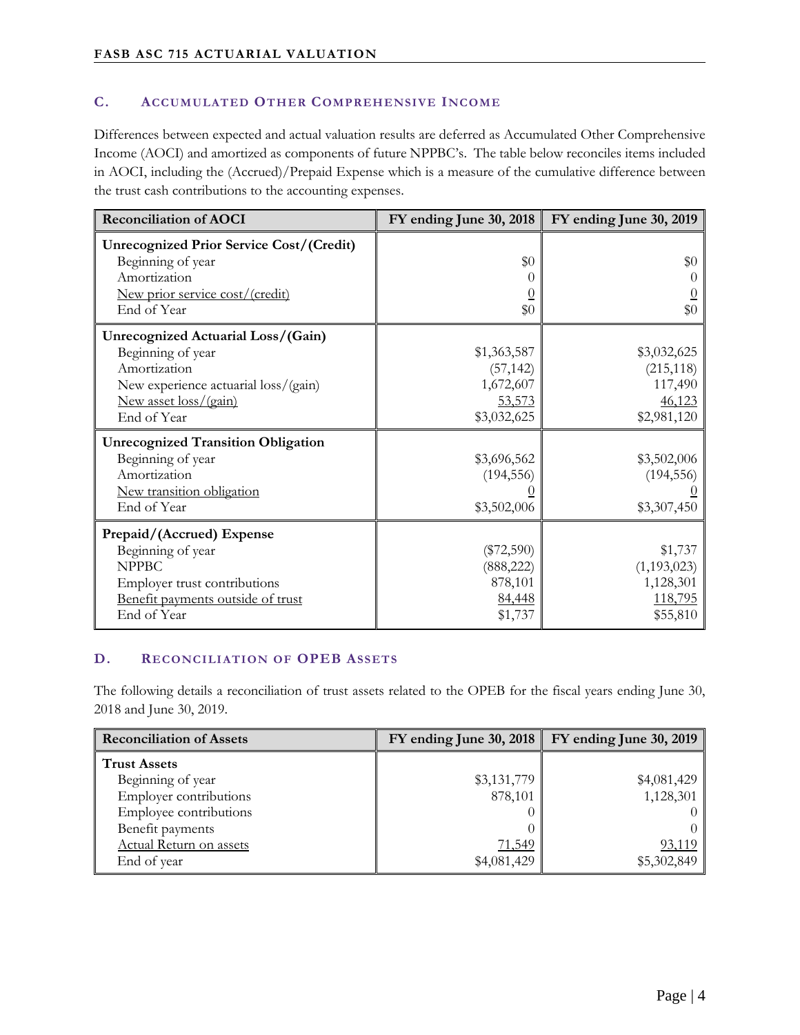## C. Accumulated Other Comprehensive Income

Differences between expected and actual valuation results are deferred as Accumulated Other Comprehensive Income (AOCI) and amortized as components of future NPPBC's. The table below reconciles items included in AOCI, including the (Accrued)/Prepaid Expense which is a measure of the cumulative difference between the trust cash contributions to the accounting expenses.

| Reconciliation of AOCI | FY ending June 30, 2018 | FY ending June 30, 2019 |
|---|---|---|
| **Unrecognized Prior Service Cost/(Credit)** | | |
| Beginning of year | $0 | $0 |
| Amortization | 0 | 0 |
| New prior service cost/(credit) | 0 | 0 |
| End of Year | $0 | $0 |
| **Unrecognized Actuarial Loss/(Gain)** | | |
| Beginning of year | $1,363,587 | $3,032,625 |
| Amortization | (57,142) | (215,118) |
| New experience actuarial loss/(gain) | 1,672,607 | 117,490 |
| New asset loss/(gain) | 53,573 | 46,123 |
| End of Year | $3,032,625 | $2,981,120 |
| **Unrecognized Transition Obligation** | | |
| Beginning of year | $3,696,562 | $3,502,006 |
| Amortization | (194,556) | (194,556) |
| New transition obligation | 0 | 0 |
| End of Year | $3,502,006 | $3,307,450 |
| **Prepaid/(Accrued) Expense** | | |
| Beginning of year | ($72,590) | $1,737 |
| NPPBC | (888,222) | (1,193,023) |
| Employer trust contributions | 878,101 | 1,128,301 |
| Benefit payments outside of trust | 84,448 | 118,795 |
| End of Year | $1,737 | $55,810 |

## D. Reconciliation of OPEB Assets

The following details a reconciliation of trust assets related to the OPEB for the fiscal years ending June 30, 2018 and June 30, 2019.

| Reconciliation of Assets | FY ending June 30, 2018 | FY ending June 30, 2019 |
|---|---|---|
| **Trust Assets** | | |
| Beginning of year | $3,131,779 | $4,081,429 |
| Employer contributions | 878,101 | 1,128,301 |
| Employee contributions | 0 | 0 |
| Benefit payments | 0 | 0 |
| Actual Return on assets | 71,549 | 93,119 |
| End of year | $4,081,429 | $5,302,849 |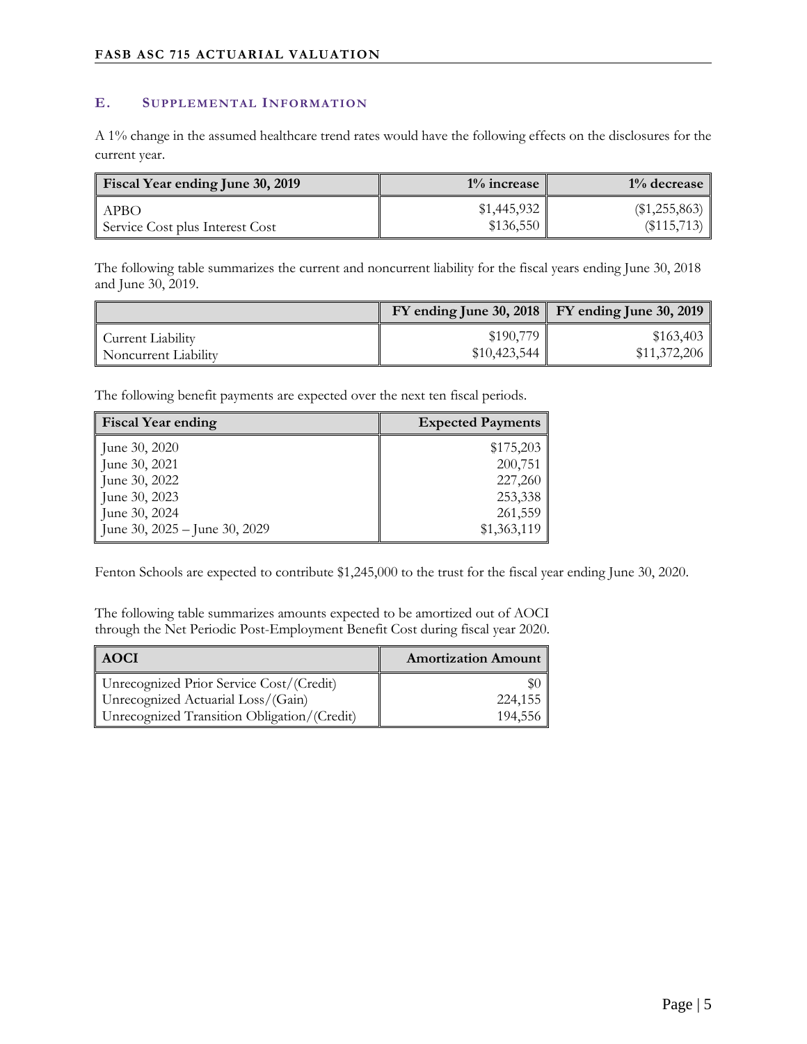## E. Supplemental Information

A 1% change in the assumed healthcare trend rates would have the following effects on the disclosures for the current year.

| Fiscal Year ending June 30, 2019 | 1% increase | 1% decrease |
|---|---|---|
| APBO | $1,445,932 | ($1,255,863) |
| Service Cost plus Interest Cost | $136,550 | ($115,713) |

The following table summarizes the current and noncurrent liability for the fiscal years ending June 30, 2018 and June 30, 2019.

| | FY ending June 30, 2018 | FY ending June 30, 2019 |
|---|---|---|
| Current Liability | $190,779 | $163,403 |
| Noncurrent Liability | $10,423,544 | $11,372,206 |

The following benefit payments are expected over the next ten fiscal periods.

| Fiscal Year ending | Expected Payments |
|---|---|
| June 30, 2020 | $175,203 |
| June 30, 2021 | 200,751 |
| June 30, 2022 | 227,260 |
| June 30, 2023 | 253,338 |
| June 30, 2024 | 261,559 |
| June 30, 2025 – June 30, 2029 | $1,363,119 |

Fenton Schools are expected to contribute $1,245,000 to the trust for the fiscal year ending June 30, 2020.

The following table summarizes amounts expected to be amortized out of AOCI through the Net Periodic Post-Employment Benefit Cost during fiscal year 2020.

| AOCI | Amortization Amount |
|---|---|
| Unrecognized Prior Service Cost/(Credit) | $0 |
| Unrecognized Actuarial Loss/(Gain) | 224,155 |
| Unrecognized Transition Obligation/(Credit) | 194,556 |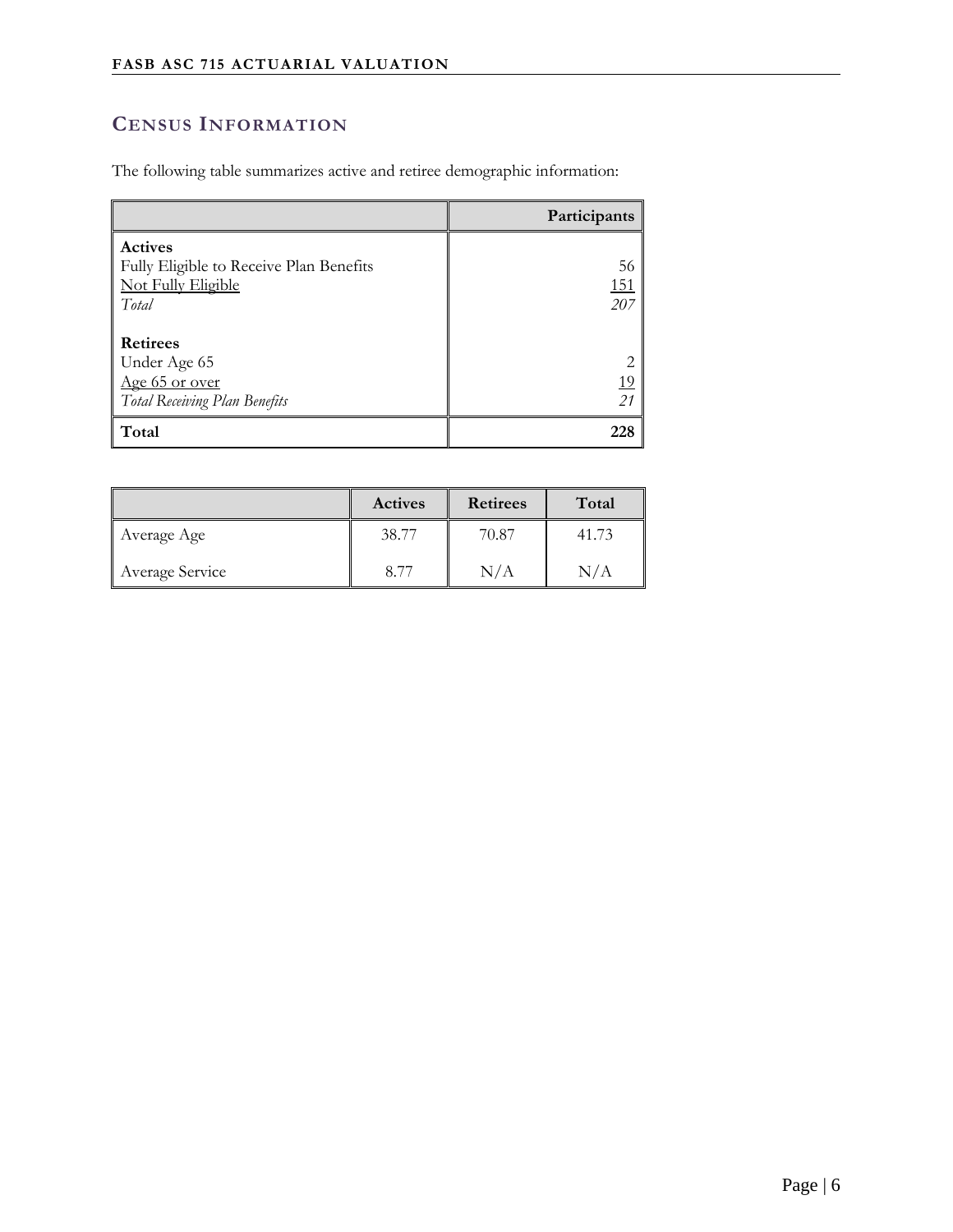## Census Information

The following table summarizes active and retiree demographic information:

| | Participants |
|---|---|
| **Actives** | |
| Fully Eligible to Receive Plan Benefits | 56 |
| Not Fully Eligible | 151 |
| *Total* | *207* |
| **Retirees** | |
| Under Age 65 | 2 |
| Age 65 or over | 19 |
| *Total Receiving Plan Benefits* | *21* |
| **Total** | **228** |

| | Actives | Retirees | Total |
|---|---|---|---|
| Average Age | 38.77 | 70.87 | 41.73 |
| Average Service | 8.77 | N/A | N/A |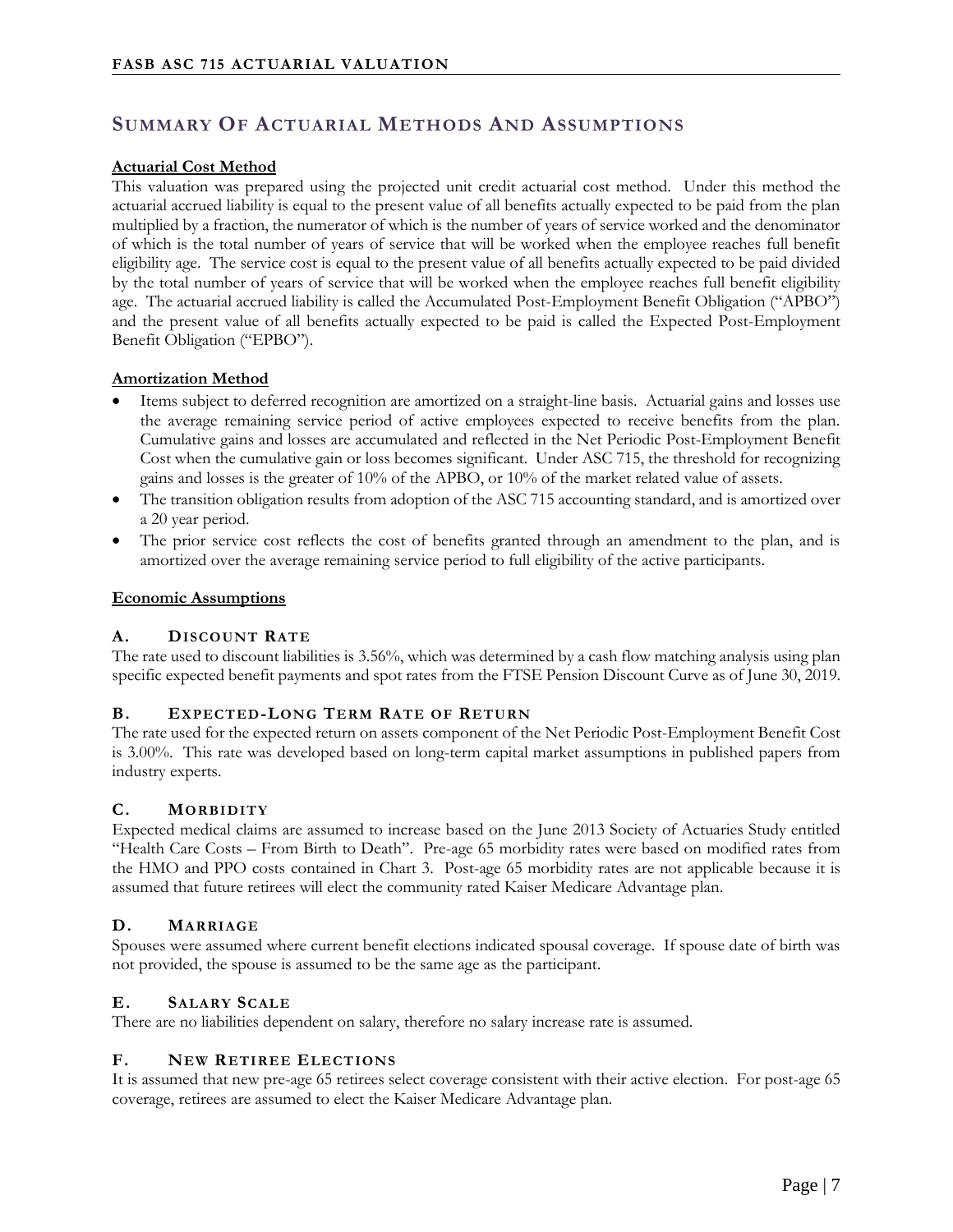## Summary Of Actuarial Methods And Assumptions

**Actuarial Cost Method**

This valuation was prepared using the projected unit credit actuarial cost method. Under this method the actuarial accrued liability is equal to the present value of all benefits actually expected to be paid from the plan multiplied by a fraction, the numerator of which is the number of years of service worked and the denominator of which is the total number of years of service that will be worked when the employee reaches full benefit eligibility age. The service cost is equal to the present value of all benefits actually expected to be paid divided by the total number of years of service that will be worked when the employee reaches full benefit eligibility age. The actuarial accrued liability is called the Accumulated Post-Employment Benefit Obligation ("APBO") and the present value of all benefits actually expected to be paid is called the Expected Post-Employment Benefit Obligation ("EPBO").

**Amortization Method**

- Items subject to deferred recognition are amortized on a straight-line basis. Actuarial gains and losses use the average remaining service period of active employees expected to receive benefits from the plan. Cumulative gains and losses are accumulated and reflected in the Net Periodic Post-Employment Benefit Cost when the cumulative gain or loss becomes significant. Under ASC 715, the threshold for recognizing gains and losses is the greater of 10% of the APBO, or 10% of the market related value of assets.
- The transition obligation results from adoption of the ASC 715 accounting standard, and is amortized over a 20 year period.
- The prior service cost reflects the cost of benefits granted through an amendment to the plan, and is amortized over the average remaining service period to full eligibility of the active participants.

**Economic Assumptions**

### A. Discount Rate

The rate used to discount liabilities is 3.56%, which was determined by a cash flow matching analysis using plan specific expected benefit payments and spot rates from the FTSE Pension Discount Curve as of June 30, 2019.

### B. Expected-Long Term Rate of Return

The rate used for the expected return on assets component of the Net Periodic Post-Employment Benefit Cost is 3.00%. This rate was developed based on long-term capital market assumptions in published papers from industry experts.

### C. Morbidity

Expected medical claims are assumed to increase based on the June 2013 Society of Actuaries Study entitled "Health Care Costs – From Birth to Death". Pre-age 65 morbidity rates were based on modified rates from the HMO and PPO costs contained in Chart 3. Post-age 65 morbidity rates are not applicable because it is assumed that future retirees will elect the community rated Kaiser Medicare Advantage plan.

### D. Marriage

Spouses were assumed where current benefit elections indicated spousal coverage. If spouse date of birth was not provided, the spouse is assumed to be the same age as the participant.

### E. Salary Scale

There are no liabilities dependent on salary, therefore no salary increase rate is assumed.

### F. New Retiree Elections

It is assumed that new pre-age 65 retirees select coverage consistent with their active election. For post-age 65 coverage, retirees are assumed to elect the Kaiser Medicare Advantage plan.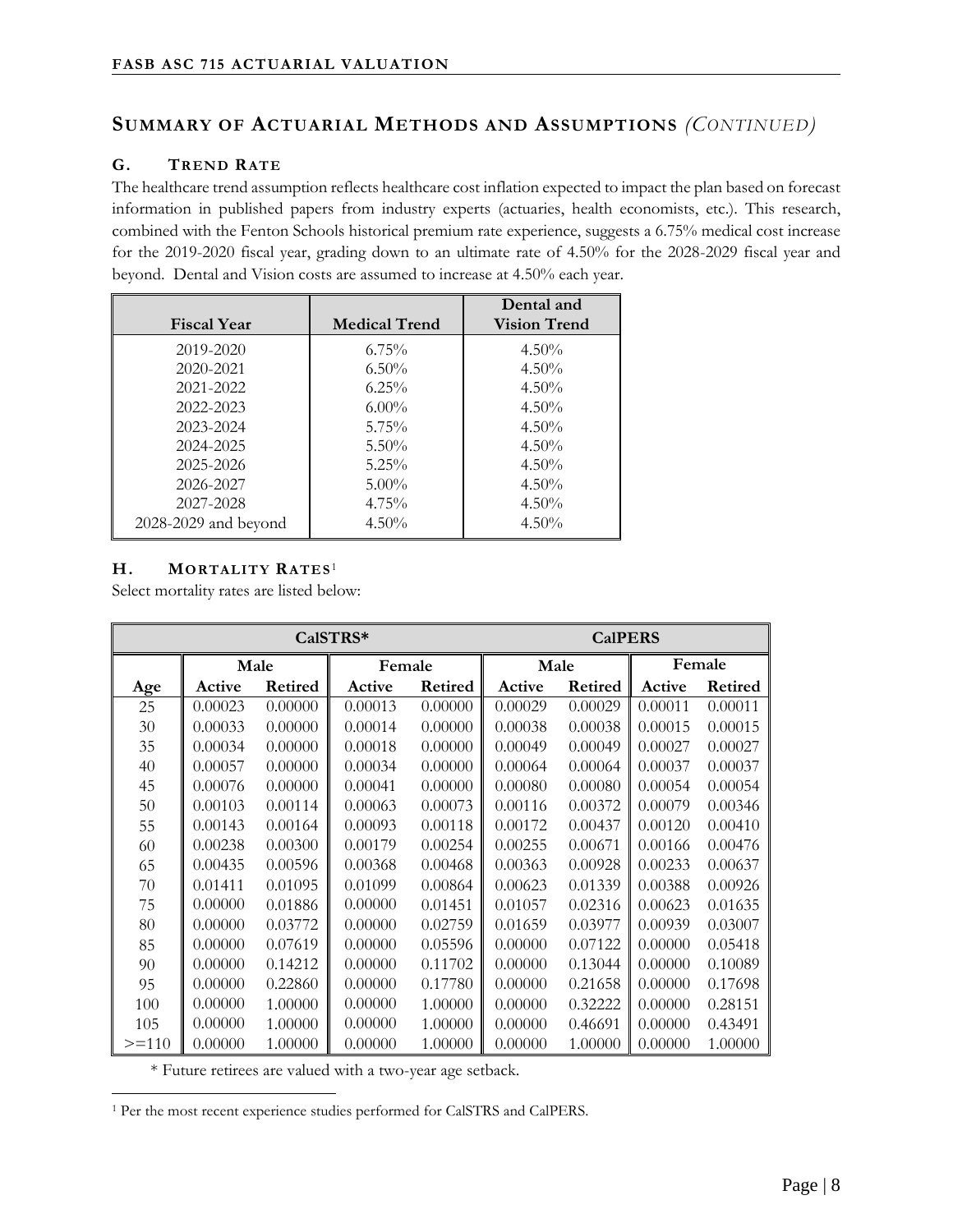## SUMMARY OF ACTUARIAL METHODS AND ASSUMPTIONS *(CONTINUED)*

### G. TREND RATE

The healthcare trend assumption reflects healthcare cost inflation expected to impact the plan based on forecast information in published papers from industry experts (actuaries, health economists, etc.). This research, combined with the Fenton Schools historical premium rate experience, suggests a 6.75% medical cost increase for the 2019-2020 fiscal year, grading down to an ultimate rate of 4.50% for the 2028-2029 fiscal year and beyond. Dental and Vision costs are assumed to increase at 4.50% each year.

| Fiscal Year | Medical Trend | Dental and Vision Trend |
|---|---|---|
| 2019-2020 | 6.75% | 4.50% |
| 2020-2021 | 6.50% | 4.50% |
| 2021-2022 | 6.25% | 4.50% |
| 2022-2023 | 6.00% | 4.50% |
| 2023-2024 | 5.75% | 4.50% |
| 2024-2025 | 5.50% | 4.50% |
| 2025-2026 | 5.25% | 4.50% |
| 2026-2027 | 5.00% | 4.50% |
| 2027-2028 | 4.75% | 4.50% |
| 2028-2029 and beyond | 4.50% | 4.50% |

### H. MORTALITY RATES[1]

Select mortality rates are listed below:

| | CalSTRS* | | | | CalPERS | | | |
|---|---|---|---|---|---|---|---|---|
| | Male | | Female | | Male | | Female | |
| Age | Active | Retired | Active | Retired | Active | Retired | Active | Retired |
| 25 | 0.00023 | 0.00000 | 0.00013 | 0.00000 | 0.00029 | 0.00029 | 0.00011 | 0.00011 |
| 30 | 0.00033 | 0.00000 | 0.00014 | 0.00000 | 0.00038 | 0.00038 | 0.00015 | 0.00015 |
| 35 | 0.00034 | 0.00000 | 0.00018 | 0.00000 | 0.00049 | 0.00049 | 0.00027 | 0.00027 |
| 40 | 0.00057 | 0.00000 | 0.00034 | 0.00000 | 0.00064 | 0.00064 | 0.00037 | 0.00037 |
| 45 | 0.00076 | 0.00000 | 0.00041 | 0.00000 | 0.00080 | 0.00080 | 0.00054 | 0.00054 |
| 50 | 0.00103 | 0.00114 | 0.00063 | 0.00073 | 0.00116 | 0.00372 | 0.00079 | 0.00346 |
| 55 | 0.00143 | 0.00164 | 0.00093 | 0.00118 | 0.00172 | 0.00437 | 0.00120 | 0.00410 |
| 60 | 0.00238 | 0.00300 | 0.00179 | 0.00254 | 0.00255 | 0.00671 | 0.00166 | 0.00476 |
| 65 | 0.00435 | 0.00596 | 0.00368 | 0.00468 | 0.00363 | 0.00928 | 0.00233 | 0.00637 |
| 70 | 0.01411 | 0.01095 | 0.01099 | 0.00864 | 0.00623 | 0.01339 | 0.00388 | 0.00926 |
| 75 | 0.00000 | 0.01886 | 0.00000 | 0.01451 | 0.01057 | 0.02316 | 0.00623 | 0.01635 |
| 80 | 0.00000 | 0.03772 | 0.00000 | 0.02759 | 0.01659 | 0.03977 | 0.00939 | 0.03007 |
| 85 | 0.00000 | 0.07619 | 0.00000 | 0.05596 | 0.00000 | 0.07122 | 0.00000 | 0.05418 |
| 90 | 0.00000 | 0.14212 | 0.00000 | 0.11702 | 0.00000 | 0.13044 | 0.00000 | 0.10089 |
| 95 | 0.00000 | 0.22860 | 0.00000 | 0.17780 | 0.00000 | 0.21658 | 0.00000 | 0.17698 |
| 100 | 0.00000 | 1.00000 | 0.00000 | 1.00000 | 0.00000 | 0.32222 | 0.00000 | 0.28151 |
| 105 | 0.00000 | 1.00000 | 0.00000 | 1.00000 | 0.00000 | 0.46691 | 0.00000 | 0.43491 |
| >=110 | 0.00000 | 1.00000 | 0.00000 | 1.00000 | 0.00000 | 1.00000 | 0.00000 | 1.00000 |

\* Future retirees are valued with a two-year age setback.

[1] Per the most recent experience studies performed for CalSTRS and CalPERS.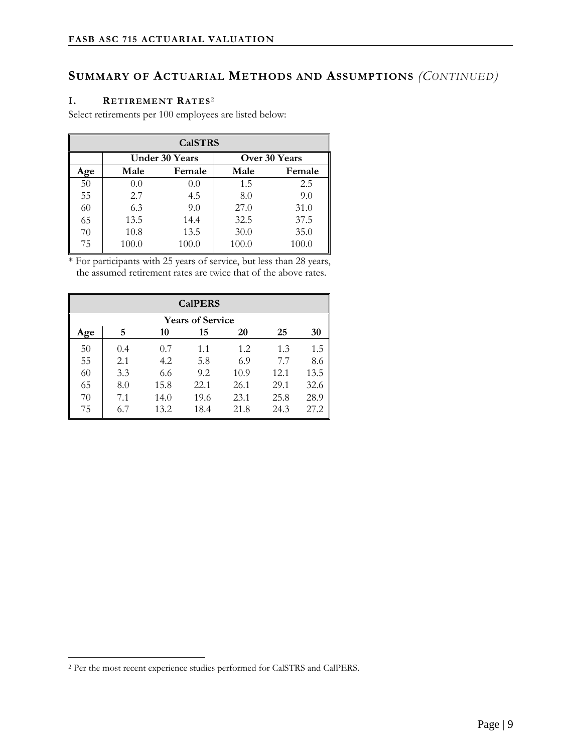## SUMMARY OF ACTUARIAL METHODS AND ASSUMPTIONS *(CONTINUED)*

### I. RETIREMENT RATES[2]

Select retirements per 100 employees are listed below:

| CalSTRS | | | | |
|---|---|---|---|---|
| | Under 30 Years | | Over 30 Years | |
| Age | Male | Female | Male | Female |
| 50 | 0.0 | 0.0 | 1.5 | 2.5 |
| 55 | 2.7 | 4.5 | 8.0 | 9.0 |
| 60 | 6.3 | 9.0 | 27.0 | 31.0 |
| 65 | 13.5 | 14.4 | 32.5 | 37.5 |
| 70 | 10.8 | 13.5 | 30.0 | 35.0 |
| 75 | 100.0 | 100.0 | 100.0 | 100.0 |

* For participants with 25 years of service, but less than 28 years, the assumed retirement rates are twice that of the above rates.

| CalPERS | | | | | | |
|---|---|---|---|---|---|---|
| | Years of Service | | | | | |
| Age | 5 | 10 | 15 | 20 | 25 | 30 |
| 50 | 0.4 | 0.7 | 1.1 | 1.2 | 1.3 | 1.5 |
| 55 | 2.1 | 4.2 | 5.8 | 6.9 | 7.7 | 8.6 |
| 60 | 3.3 | 6.6 | 9.2 | 10.9 | 12.1 | 13.5 |
| 65 | 8.0 | 15.8 | 22.1 | 26.1 | 29.1 | 32.6 |
| 70 | 7.1 | 14.0 | 19.6 | 23.1 | 25.8 | 28.9 |
| 75 | 6.7 | 13.2 | 18.4 | 21.8 | 24.3 | 27.2 |

[2] Per the most recent experience studies performed for CalSTRS and CalPERS.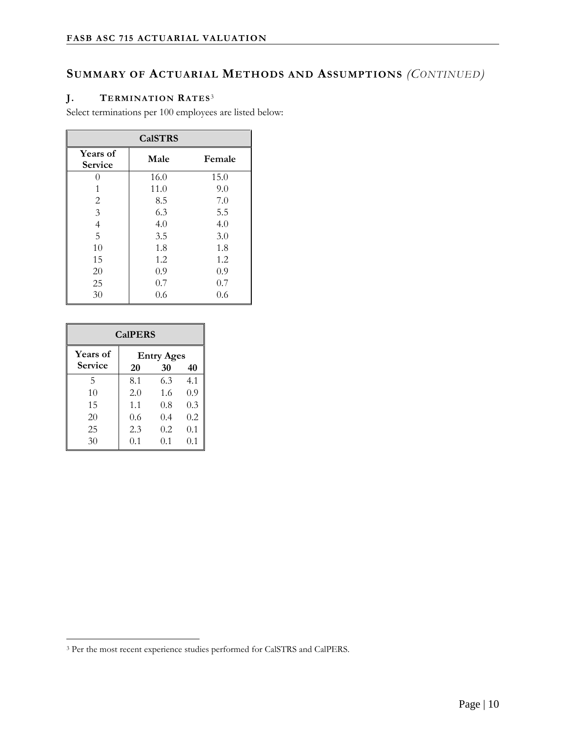## Summary of Actuarial Methods and Assumptions *(Continued)*

### J. Termination Rates[3]

Select terminations per 100 employees are listed below:

| CalSTRS | | |
|---|---|---|
| Years of Service | Male | Female |
| 0 | 16.0 | 15.0 |
| 1 | 11.0 | 9.0 |
| 2 | 8.5 | 7.0 |
| 3 | 6.3 | 5.5 |
| 4 | 4.0 | 4.0 |
| 5 | 3.5 | 3.0 |
| 10 | 1.8 | 1.8 |
| 15 | 1.2 | 1.2 |
| 20 | 0.9 | 0.9 |
| 25 | 0.7 | 0.7 |
| 30 | 0.6 | 0.6 |

| CalPERS | | | |
|---|---|---|---|
| Years of Service | Entry Ages | | |
| | 20 | 30 | 40 |
| 5 | 8.1 | 6.3 | 4.1 |
| 10 | 2.0 | 1.6 | 0.9 |
| 15 | 1.1 | 0.8 | 0.3 |
| 20 | 0.6 | 0.4 | 0.2 |
| 25 | 2.3 | 0.2 | 0.1 |
| 30 | 0.1 | 0.1 | 0.1 |

[3] Per the most recent experience studies performed for CalSTRS and CalPERS.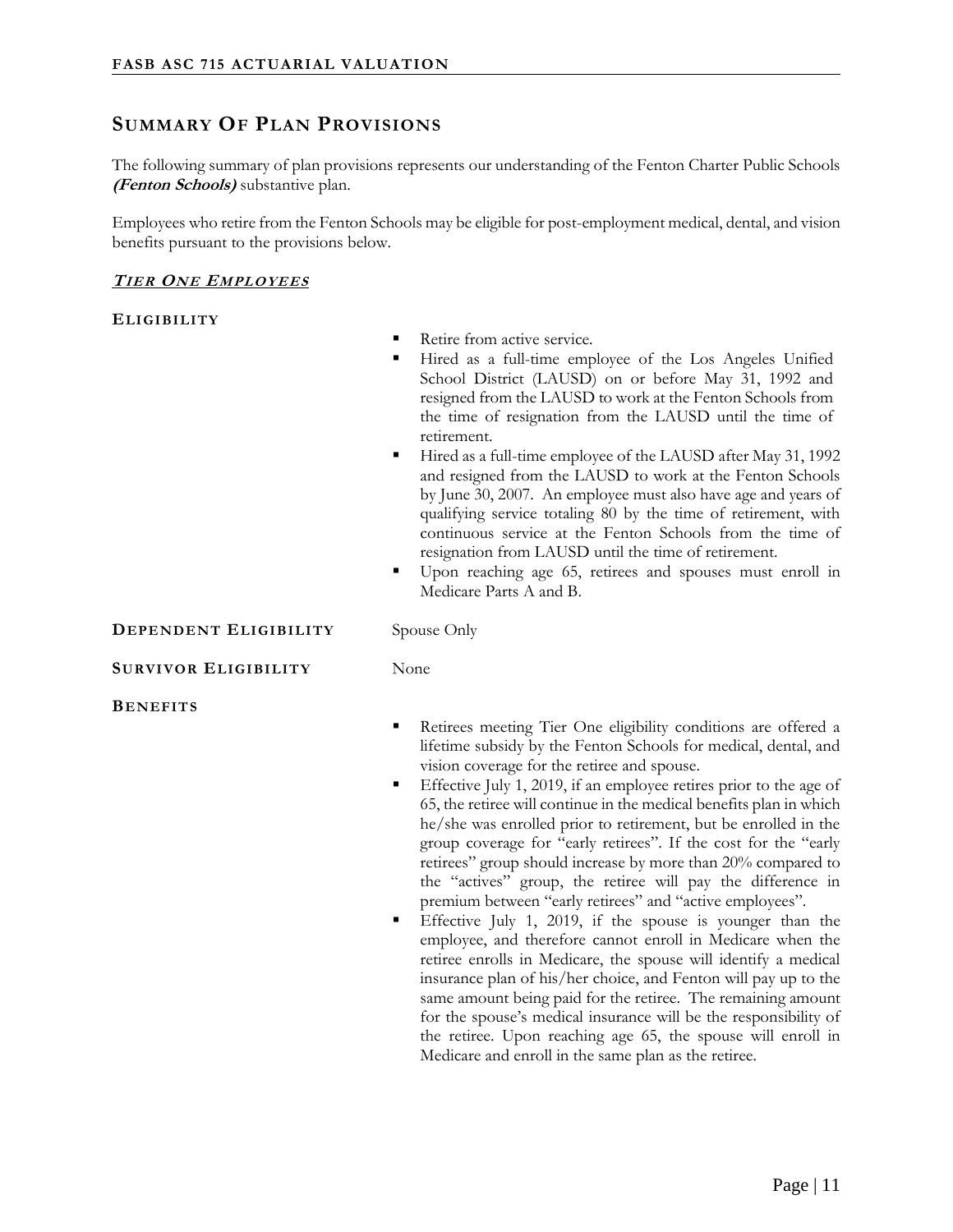## Summary Of Plan Provisions

The following summary of plan provisions represents our understanding of the Fenton Charter Public Schools ***(Fenton Schools)*** substantive plan.

Employees who retire from the Fenton Schools may be eligible for post-employment medical, dental, and vision benefits pursuant to the provisions below.

### ***Tier One Employees***

**Eligibility**

- Retire from active service.
- Hired as a full-time employee of the Los Angeles Unified School District (LAUSD) on or before May 31, 1992 and resigned from the LAUSD to work at the Fenton Schools from the time of resignation from the LAUSD until the time of retirement.
- Hired as a full-time employee of the LAUSD after May 31, 1992 and resigned from the LAUSD to work at the Fenton Schools by June 30, 2007. An employee must also have age and years of qualifying service totaling 80 by the time of retirement, with continuous service at the Fenton Schools from the time of resignation from LAUSD until the time of retirement.
- Upon reaching age 65, retirees and spouses must enroll in Medicare Parts A and B.

**Dependent Eligibility** Spouse Only

**Survivor Eligibility** None

**Benefits**

- Retirees meeting Tier One eligibility conditions are offered a lifetime subsidy by the Fenton Schools for medical, dental, and vision coverage for the retiree and spouse.
- Effective July 1, 2019, if an employee retires prior to the age of 65, the retiree will continue in the medical benefits plan in which he/she was enrolled prior to retirement, but be enrolled in the group coverage for "early retirees". If the cost for the "early retirees" group should increase by more than 20% compared to the "actives" group, the retiree will pay the difference in premium between "early retirees" and "active employees".
- Effective July 1, 2019, if the spouse is younger than the employee, and therefore cannot enroll in Medicare when the retiree enrolls in Medicare, the spouse will identify a medical insurance plan of his/her choice, and Fenton will pay up to the same amount being paid for the retiree. The remaining amount for the spouse's medical insurance will be the responsibility of the retiree. Upon reaching age 65, the spouse will enroll in Medicare and enroll in the same plan as the retiree.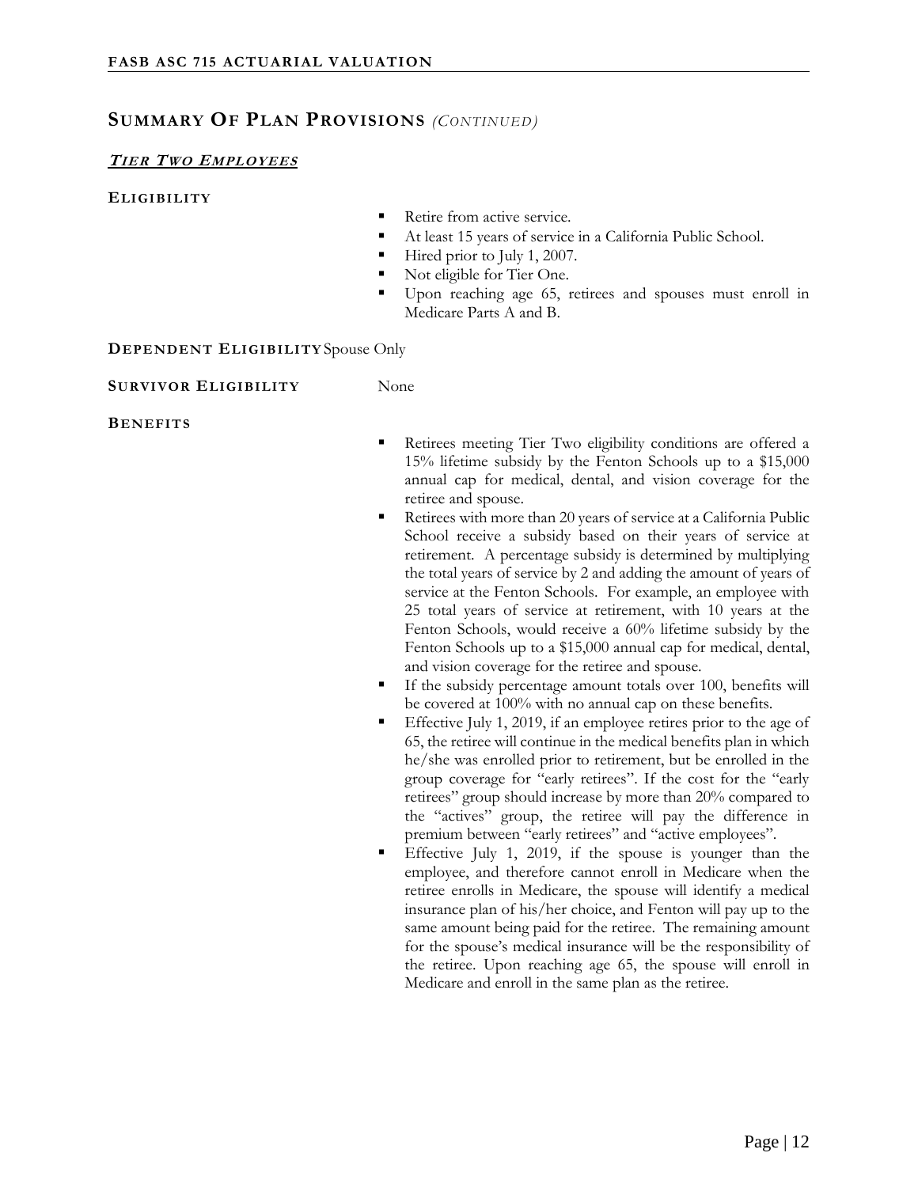## SUMMARY OF PLAN PROVISIONS *(CONTINUED)*

### ***TIER TWO EMPLOYEES***

**ELIGIBILITY**

- Retire from active service.
- At least 15 years of service in a California Public School.
- Hired prior to July 1, 2007.
- Not eligible for Tier One.
- Upon reaching age 65, retirees and spouses must enroll in Medicare Parts A and B.

**DEPENDENT ELIGIBILITY** Spouse Only

**SURVIVOR ELIGIBILITY** None

**BENEFITS**

- Retirees meeting Tier Two eligibility conditions are offered a 15% lifetime subsidy by the Fenton Schools up to a $15,000 annual cap for medical, dental, and vision coverage for the retiree and spouse.
- Retirees with more than 20 years of service at a California Public School receive a subsidy based on their years of service at retirement. A percentage subsidy is determined by multiplying the total years of service by 2 and adding the amount of years of service at the Fenton Schools. For example, an employee with 25 total years of service at retirement, with 10 years at the Fenton Schools, would receive a 60% lifetime subsidy by the Fenton Schools up to a $15,000 annual cap for medical, dental, and vision coverage for the retiree and spouse.
- If the subsidy percentage amount totals over 100, benefits will be covered at 100% with no annual cap on these benefits.
- Effective July 1, 2019, if an employee retires prior to the age of 65, the retiree will continue in the medical benefits plan in which he/she was enrolled prior to retirement, but be enrolled in the group coverage for "early retirees". If the cost for the "early retirees" group should increase by more than 20% compared to the "actives" group, the retiree will pay the difference in premium between "early retirees" and "active employees".
- Effective July 1, 2019, if the spouse is younger than the employee, and therefore cannot enroll in Medicare when the retiree enrolls in Medicare, the spouse will identify a medical insurance plan of his/her choice, and Fenton will pay up to the same amount being paid for the retiree. The remaining amount for the spouse's medical insurance will be the responsibility of the retiree. Upon reaching age 65, the spouse will enroll in Medicare and enroll in the same plan as the retiree.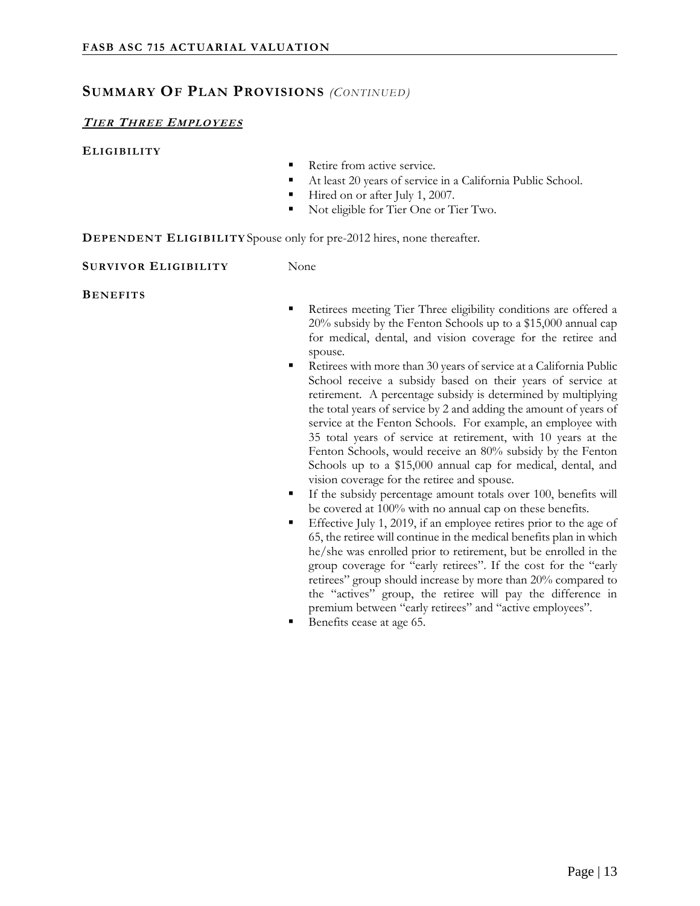## SUMMARY OF PLAN PROVISIONS *(CONTINUED)*

### ***TIER THREE EMPLOYEES***

**ELIGIBILITY**

- Retire from active service.
- At least 20 years of service in a California Public School.
- Hired on or after July 1, 2007.
- Not eligible for Tier One or Tier Two.

**DEPENDENT ELIGIBILITY** Spouse only for pre-2012 hires, none thereafter.

**SURVIVOR ELIGIBILITY** None

**BENEFITS**

- Retirees meeting Tier Three eligibility conditions are offered a 20% subsidy by the Fenton Schools up to a $15,000 annual cap for medical, dental, and vision coverage for the retiree and spouse.
- Retirees with more than 30 years of service at a California Public School receive a subsidy based on their years of service at retirement. A percentage subsidy is determined by multiplying the total years of service by 2 and adding the amount of years of service at the Fenton Schools. For example, an employee with 35 total years of service at retirement, with 10 years at the Fenton Schools, would receive an 80% subsidy by the Fenton Schools up to a $15,000 annual cap for medical, dental, and vision coverage for the retiree and spouse.
- If the subsidy percentage amount totals over 100, benefits will be covered at 100% with no annual cap on these benefits.
- Effective July 1, 2019, if an employee retires prior to the age of 65, the retiree will continue in the medical benefits plan in which he/she was enrolled prior to retirement, but be enrolled in the group coverage for "early retirees". If the cost for the "early retirees" group should increase by more than 20% compared to the "actives" group, the retiree will pay the difference in premium between "early retirees" and "active employees".
- Benefits cease at age 65.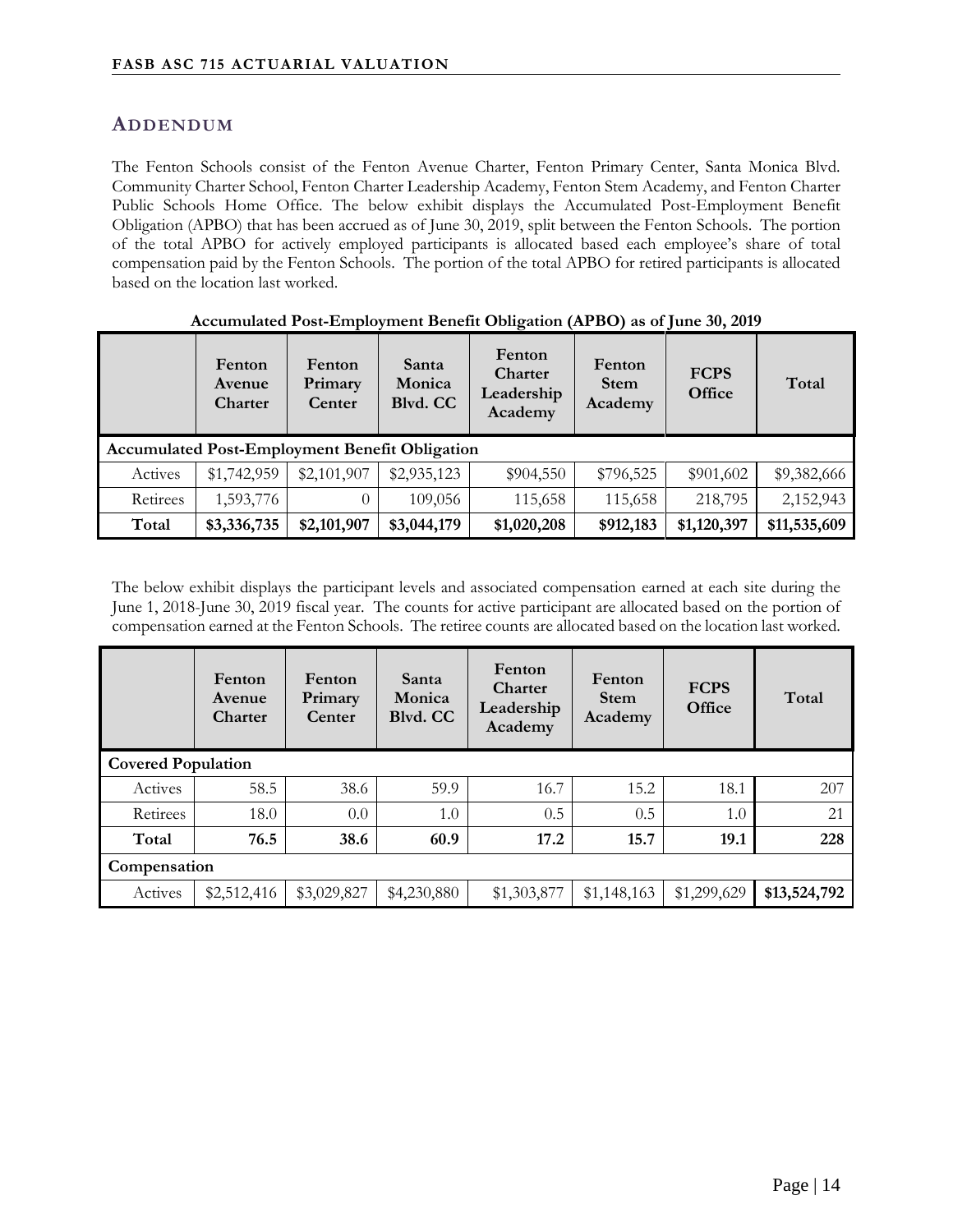## ADDENDUM

The Fenton Schools consist of the Fenton Avenue Charter, Fenton Primary Center, Santa Monica Blvd. Community Charter School, Fenton Charter Leadership Academy, Fenton Stem Academy, and Fenton Charter Public Schools Home Office. The below exhibit displays the Accumulated Post-Employment Benefit Obligation (APBO) that has been accrued as of June 30, 2019, split between the Fenton Schools. The portion of the total APBO for actively employed participants is allocated based each employee's share of total compensation paid by the Fenton Schools. The portion of the total APBO for retired participants is allocated based on the location last worked.

**Accumulated Post-Employment Benefit Obligation (APBO) as of June 30, 2019**

| | Fenton Avenue Charter | Fenton Primary Center | Santa Monica Blvd. CC | Fenton Charter Leadership Academy | Fenton Stem Academy | FCPS Office | Total |
|---|---|---|---|---|---|---|---|
| **Accumulated Post-Employment Benefit Obligation** | | | | | | | |
| Actives | $1,742,959 | $2,101,907 | $2,935,123 | $904,550 | $796,525 | $901,602 | $9,382,666 |
| Retirees | 1,593,776 | 0 | 109,056 | 115,658 | 115,658 | 218,795 | 2,152,943 |
| **Total** | **$3,336,735** | **$2,101,907** | **$3,044,179** | **$1,020,208** | **$912,183** | **$1,120,397** | **$11,535,609** |

The below exhibit displays the participant levels and associated compensation earned at each site during the June 1, 2018-June 30, 2019 fiscal year. The counts for active participant are allocated based on the portion of compensation earned at the Fenton Schools. The retiree counts are allocated based on the location last worked.

| | Fenton Avenue Charter | Fenton Primary Center | Santa Monica Blvd. CC | Fenton Charter Leadership Academy | Fenton Stem Academy | FCPS Office | Total |
|---|---|---|---|---|---|---|---|
| **Covered Population** | | | | | | | |
| Actives | 58.5 | 38.6 | 59.9 | 16.7 | 15.2 | 18.1 | 207 |
| Retirees | 18.0 | 0.0 | 1.0 | 0.5 | 0.5 | 1.0 | 21 |
| **Total** | **76.5** | **38.6** | **60.9** | **17.2** | **15.7** | **19.1** | **228** |
| **Compensation** | | | | | | | |
| Actives | $2,512,416 | $3,029,827 | $4,230,880 | $1,303,877 | $1,148,163 | $1,299,629 | **$13,524,792** |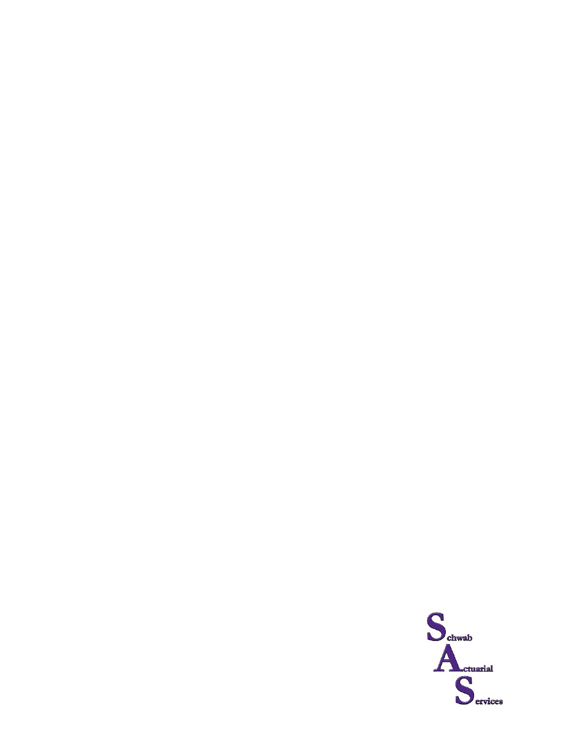Schwab

Actuarial

Services